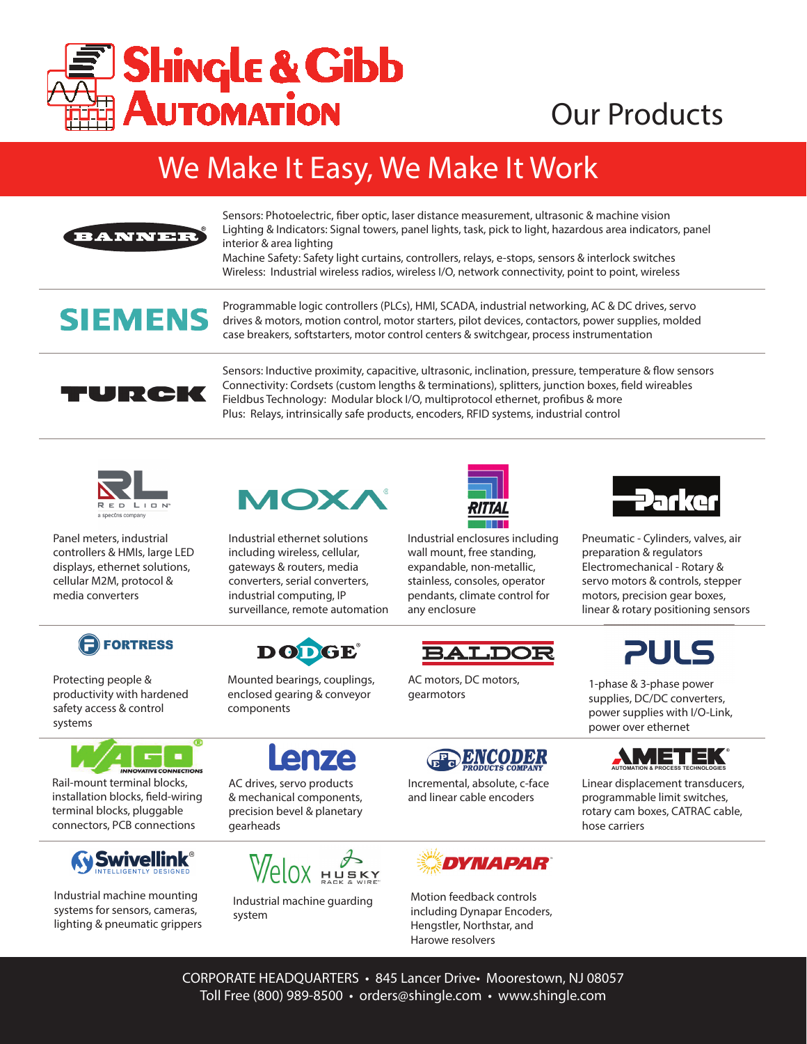# Shingle & Gibb Automation

## Our Products

## We Make It Easy, We Make It Work

**BANNER**

Sensors: Photoelectric, fiber optic, laser distance measurement, ultrasonic & machine vision
Lighting & Indicators: Signal towers, panel lights, task, pick to light, hazardous area indicators, panel interior & area lighting
Machine Safety: Safety light curtains, controllers, relays, e-stops, sensors & interlock switches
Wireless: Industrial wireless radios, wireless I/O, network connectivity, point to point, wireless

**SIEMENS**

Programmable logic controllers (PLCs), HMI, SCADA, industrial networking, AC & DC drives, servo drives & motors, motion control, motor starters, pilot devices, contactors, power supplies, molded case breakers, softstarters, motor control centers & switchgear, process instrumentation

**TURCK**

Sensors: Inductive proximity, capacitive, ultrasonic, inclination, pressure, temperature & flow sensors
Connectivity: Cordsets (custom lengths & terminations), splitters, junction boxes, field wireables
Fieldbus Technology: Modular block I/O, multiprotocol ethernet, profibus & more
Plus: Relays, intrinsically safe products, encoders, RFID systems, industrial control

**Red Lion** (a spectris company)

Panel meters, industrial controllers & HMIs, large LED displays, ethernet solutions, cellular M2M, protocol & media converters

**MOXA**

Industrial ethernet solutions including wireless, cellular, gateways & routers, media converters, serial converters, industrial computing, IP surveillance, remote automation

**RITTAL**

Industrial enclosures including wall mount, free standing, expandable, non-metallic, stainless, consoles, operator pendants, climate control for any enclosure

**Parker**

Pneumatic - Cylinders, valves, air preparation & regulators
Electromechanical - Rotary & servo motors & controls, stepper motors, precision gear boxes, linear & rotary positioning sensors

**FORTRESS**

Protecting people & productivity with hardened safety access & control systems

**DODGE**

Mounted bearings, couplings, enclosed gearing & conveyor components

**BALDOR**

AC motors, DC motors, gearmotors

**PULS**

1-phase & 3-phase power supplies, DC/DC converters, power supplies with I/O-Link, power over ethernet

**WAGO** (Innovative Connections)

Rail-mount terminal blocks, installation blocks, field-wiring terminal blocks, pluggable connectors, PCB connections

**Lenze**

AC drives, servo products & mechanical components, precision bevel & planetary gearheads

**EPC Encoder Products Company**

Incremental, absolute, c-face and linear cable encoders

**AMETEK** (Automation & Process Technologies)

Linear displacement transducers, programmable limit switches, rotary cam boxes, CATRAC cable, hose carriers

**Swivellink** (Intelligently Designed)

Industrial machine mounting systems for sensors, cameras, lighting & pneumatic grippers

**Velox / Husky Rack & Wire**

Industrial machine guarding system

**DYNAPAR**

Motion feedback controls including Dynapar Encoders, Hengstler, Northstar, and Harowe resolvers

CORPORATE HEADQUARTERS • 845 Lancer Drive• Moorestown, NJ 08057
Toll Free (800) 989-8500 • orders@shingle.com • www.shingle.com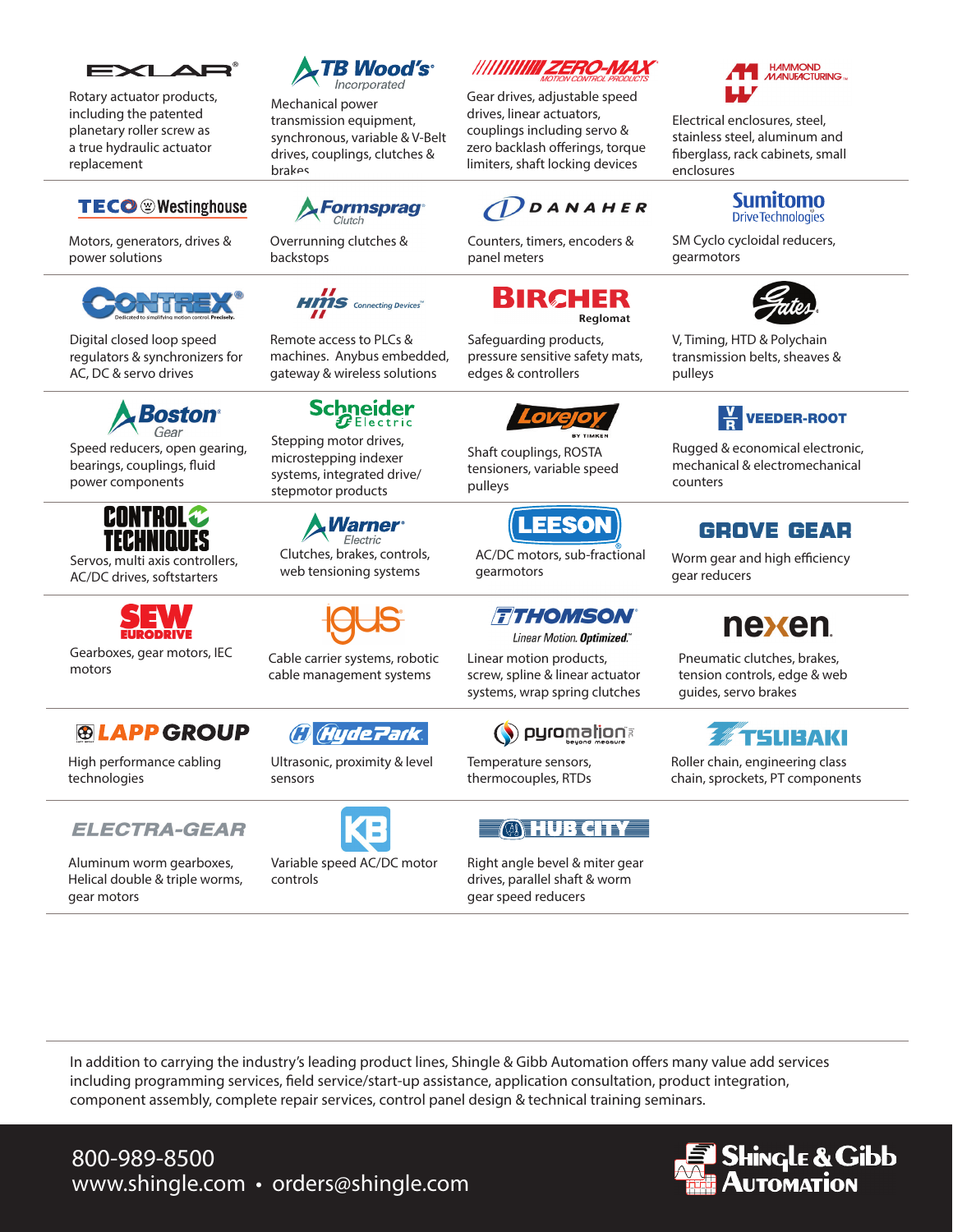**EXLAR®**

Rotary actuator products, including the patented planetary roller screw as a true hydraulic actuator replacement

**TB Wood's Incorporated**

Mechanical power transmission equipment, synchronous, variable & V-Belt drives, couplings, clutches & brakes

**ZERO-MAX Motion Control Products**

Gear drives, adjustable speed drives, linear actuators, couplings including servo & zero backlash offerings, torque limiters, shaft locking devices

**HAMMOND MANUFACTURING**

Electrical enclosures, steel, stainless steel, aluminum and fiberglass, rack cabinets, small enclosures

**TECO Westinghouse**

Motors, generators, drives & power solutions

**Formsprag Clutch**

Overrunning clutches & backstops

**DANAHER**

Counters, timers, encoders & panel meters

**Sumitomo Drive Technologies**

SM Cyclo cycloidal reducers, gearmotors

**CONTREX®** Dedicated to simplifying motion control. Precisely.

Digital closed loop speed regulators & synchronizers for AC, DC & servo drives

**HMS Connecting Devices™**

Remote access to PLCs & machines. Anybus embedded, gateway & wireless solutions

**BIRCHER Reglomat**

Safeguarding products, pressure sensitive safety mats, edges & controllers

**Gates**

V, Timing, HTD & Polychain transmission belts, sheaves & pulleys

**Boston Gear**

Speed reducers, open gearing, bearings, couplings, fluid power components

**Schneider Electric**

Stepping motor drives, microstepping indexer systems, integrated drive/stepmotor products

**Lovejoy BY TIMKEN**

Shaft couplings, ROSTA tensioners, variable speed pulleys

**VEEDER-ROOT**

Rugged & economical electronic, mechanical & electromechanical counters

**CONTROL TECHNIQUES**

Servos, multi axis controllers, AC/DC drives, softstarters

**Warner Electric**

Clutches, brakes, controls, web tensioning systems

**LEESON®**

AC/DC motors, sub-fractional gearmotors

**GROVE GEAR**

Worm gear and high efficiency gear reducers

**SEW EURODRIVE**

Gearboxes, gear motors, IEC motors

**igus**

Cable carrier systems, robotic cable management systems

**THOMSON® Linear Motion. Optimized.™**

Linear motion products, screw, spline & linear actuator systems, wrap spring clutches

**nexen**

Pneumatic clutches, brakes, tension controls, edge & web guides, servo brakes

**LAPP GROUP**

High performance cabling technologies

**Hyde Park**

Ultrasonic, proximity & level sensors

**pyromation beyond measure**

Temperature sensors, thermocouples, RTDs

**TSUBAKI**

Roller chain, engineering class chain, sprockets, PT components

**ELECTRA-GEAR**

Aluminum worm gearboxes, Helical double & triple worms, gear motors

**KB**

Variable speed AC/DC motor controls

**HUB CITY**

Right angle bevel & miter gear drives, parallel shaft & worm gear speed reducers

In addition to carrying the industry's leading product lines, Shingle & Gibb Automation offers many value add services including programming services, field service/start-up assistance, application consultation, product integration, component assembly, complete repair services, control panel design & technical training seminars.

800-989-8500
www.shingle.com • orders@shingle.com

**Shingle & Gibb Automation**